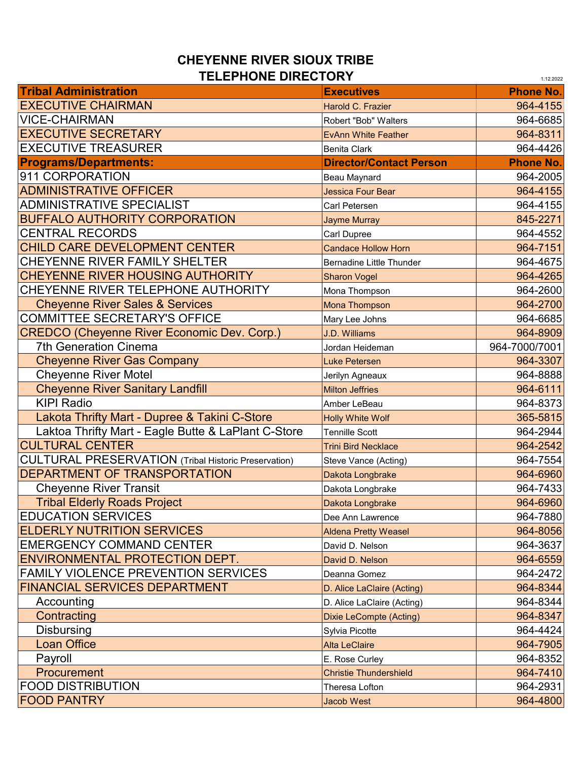# CHEYENNE RIVER SIOUX TRIBE
# TELEPHONE DIRECTORY

1.12.2022

| Tribal Administration | Executives | Phone No. |
|---|---|---|
| EXECUTIVE CHAIRMAN | Harold C. Frazier | 964-4155 |
| VICE-CHAIRMAN | Robert "Bob" Walters | 964-6685 |
| EXECUTIVE SECRETARY | EvAnn White Feather | 964-8311 |
| EXECUTIVE TREASURER | Benita Clark | 964-4426 |
| **Programs/Departments:** | **Director/Contact Person** | **Phone No.** |
| 911 CORPORATION | Beau Maynard | 964-2005 |
| ADMINISTRATIVE OFFICER | Jessica Four Bear | 964-4155 |
| ADMINISTRATIVE SPECIALIST | Carl Petersen | 964-4155 |
| BUFFALO AUTHORITY CORPORATION | Jayme Murray | 845-2271 |
| CENTRAL RECORDS | Carl Dupree | 964-4552 |
| CHILD CARE DEVELOPMENT CENTER | Candace Hollow Horn | 964-7151 |
| CHEYENNE RIVER FAMILY SHELTER | Bernadine Little Thunder | 964-4675 |
| CHEYENNE RIVER HOUSING AUTHORITY | Sharon Vogel | 964-4265 |
| CHEYENNE RIVER TELEPHONE AUTHORITY | Mona Thompson | 964-2600 |
| Cheyenne River Sales & Services | Mona Thompson | 964-2700 |
| COMMITTEE SECRETARY'S OFFICE | Mary Lee Johns | 964-6685 |
| CREDCO (Cheyenne River Economic Dev. Corp.) | J.D. Williams | 964-8909 |
| 7th Generation Cinema | Jordan Heideman | 964-7000/7001 |
| Cheyenne River Gas Company | Luke Petersen | 964-3307 |
| Cheyenne River Motel | Jerilyn Agneaux | 964-8888 |
| Cheyenne River Sanitary Landfill | Milton Jeffries | 964-6111 |
| KIPI Radio | Amber LeBeau | 964-8373 |
| Lakota Thrifty Mart - Dupree & Takini C-Store | Holly White Wolf | 365-5815 |
| Laktoa Thrifty Mart - Eagle Butte & LaPlant C-Store | Tennille Scott | 964-2944 |
| CULTURAL CENTER | Trini Bird Necklace | 964-2542 |
| CULTURAL PRESERVATION (Tribal Historic Preservation) | Steve Vance (Acting) | 964-7554 |
| DEPARTMENT OF TRANSPORTATION | Dakota Longbrake | 964-6960 |
| Cheyenne River Transit | Dakota Longbrake | 964-7433 |
| Tribal Elderly Roads Project | Dakota Longbrake | 964-6960 |
| EDUCATION SERVICES | Dee Ann Lawrence | 964-7880 |
| ELDERLY NUTRITION SERVICES | Aldena Pretty Weasel | 964-8056 |
| EMERGENCY COMMAND CENTER | David D. Nelson | 964-3637 |
| ENVIRONMENTAL PROTECTION DEPT. | David D. Nelson | 964-6559 |
| FAMILY VIOLENCE PREVENTION SERVICES | Deanna Gomez | 964-2472 |
| FINANCIAL SERVICES DEPARTMENT | D. Alice LaClaire (Acting) | 964-8344 |
| Accounting | D. Alice LaClaire (Acting) | 964-8344 |
| Contracting | Dixie LeCompte (Acting) | 964-8347 |
| Disbursing | Sylvia Picotte | 964-4424 |
| Loan Office | Alta LeClaire | 964-7905 |
| Payroll | E. Rose Curley | 964-8352 |
| Procurement | Christie Thundershield | 964-7410 |
| FOOD DISTRIBUTION | Theresa Lofton | 964-2931 |
| FOOD PANTRY | Jacob West | 964-4800 |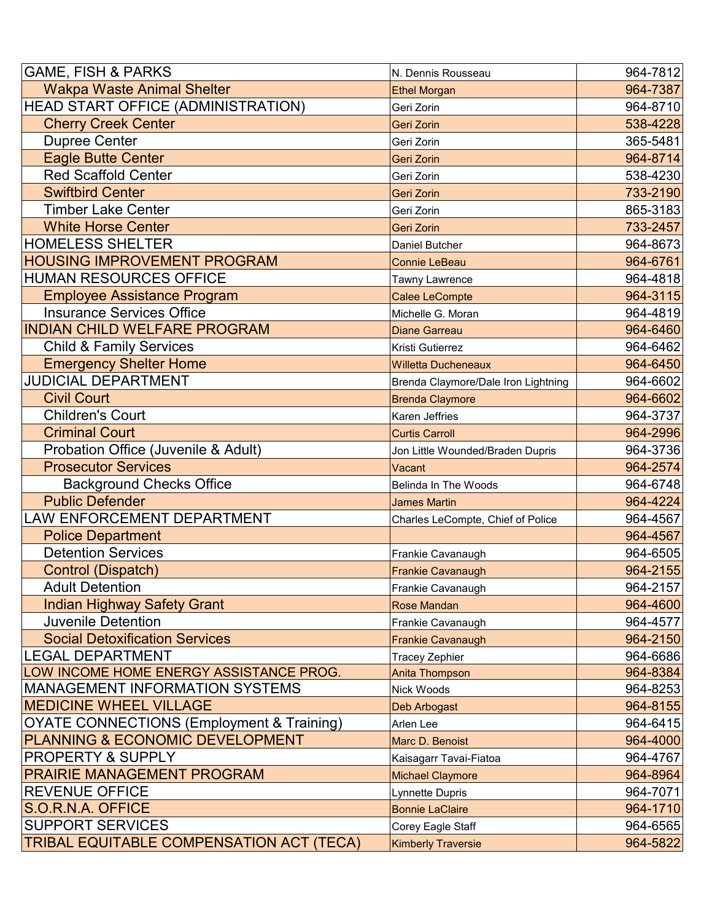| | | |
|---|---|---|
| GAME, FISH & PARKS | N. Dennis Rousseau | 964-7812 |
| Wakpa Waste Animal Shelter | Ethel Morgan | 964-7387 |
| HEAD START OFFICE (ADMINISTRATION) | Geri Zorin | 964-8710 |
| Cherry Creek Center | Geri Zorin | 538-4228 |
| Dupree Center | Geri Zorin | 365-5481 |
| Eagle Butte Center | Geri Zorin | 964-8714 |
| Red Scaffold Center | Geri Zorin | 538-4230 |
| Swiftbird Center | Geri Zorin | 733-2190 |
| Timber Lake Center | Geri Zorin | 865-3183 |
| White Horse Center | Geri Zorin | 733-2457 |
| HOMELESS SHELTER | Daniel Butcher | 964-8673 |
| HOUSING IMPROVEMENT PROGRAM | Connie LeBeau | 964-6761 |
| HUMAN RESOURCES OFFICE | Tawny Lawrence | 964-4818 |
| Employee Assistance Program | Calee LeCompte | 964-3115 |
| Insurance Services Office | Michelle G. Moran | 964-4819 |
| INDIAN CHILD WELFARE PROGRAM | Diane Garreau | 964-6460 |
| Child & Family Services | Kristi Gutierrez | 964-6462 |
| Emergency Shelter Home | Willetta Ducheneaux | 964-6450 |
| JUDICIAL DEPARTMENT | Brenda Claymore/Dale Iron Lightning | 964-6602 |
| Civil Court | Brenda Claymore | 964-6602 |
| Children's Court | Karen Jeffries | 964-3737 |
| Criminal Court | Curtis Carroll | 964-2996 |
| Probation Office (Juvenile & Adult) | Jon Little Wounded/Braden Dupris | 964-3736 |
| Prosecutor Services | Vacant | 964-2574 |
| Background Checks Office | Belinda In The Woods | 964-6748 |
| Public Defender | James Martin | 964-4224 |
| LAW ENFORCEMENT DEPARTMENT | Charles LeCompte, Chief of Police | 964-4567 |
| Police Department | | 964-4567 |
| Detention Services | Frankie Cavanaugh | 964-6505 |
| Control (Dispatch) | Frankie Cavanaugh | 964-2155 |
| Adult Detention | Frankie Cavanaugh | 964-2157 |
| Indian Highway Safety Grant | Rose Mandan | 964-4600 |
| Juvenile Detention | Frankie Cavanaugh | 964-4577 |
| Social Detoxification Services | Frankie Cavanaugh | 964-2150 |
| LEGAL DEPARTMENT | Tracey Zephier | 964-6686 |
| LOW INCOME HOME ENERGY ASSISTANCE PROG. | Anita Thompson | 964-8384 |
| MANAGEMENT INFORMATION SYSTEMS | Nick Woods | 964-8253 |
| MEDICINE WHEEL VILLAGE | Deb Arbogast | 964-8155 |
| OYATE CONNECTIONS (Employment & Training) | Arlen Lee | 964-6415 |
| PLANNING & ECONOMIC DEVELOPMENT | Marc D. Benoist | 964-4000 |
| PROPERTY & SUPPLY | Kaisagarr Tavai-Fiatoa | 964-4767 |
| PRAIRIE MANAGEMENT PROGRAM | Michael Claymore | 964-8964 |
| REVENUE OFFICE | Lynnette Dupris | 964-7071 |
| S.O.R.N.A. OFFICE | Bonnie LaClaire | 964-1710 |
| SUPPORT SERVICES | Corey Eagle Staff | 964-6565 |
| TRIBAL EQUITABLE COMPENSATION ACT (TECA) | Kimberly Traversie | 964-5822 |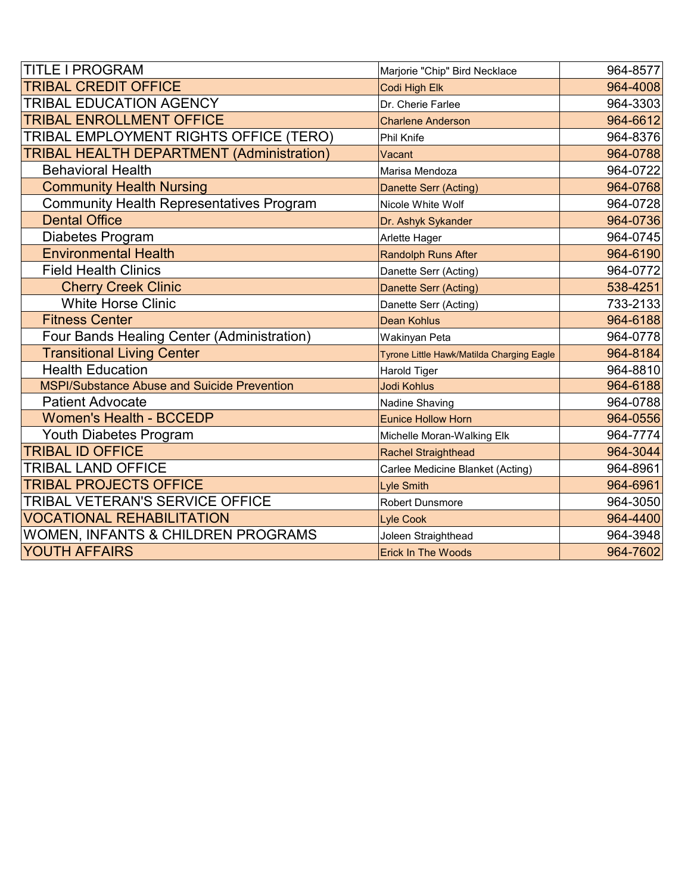| | | |
|---|---|---|
| TITLE I PROGRAM | Marjorie "Chip" Bird Necklace | 964-8577 |
| TRIBAL CREDIT OFFICE | Codi High Elk | 964-4008 |
| TRIBAL EDUCATION AGENCY | Dr. Cherie Farlee | 964-3303 |
| TRIBAL ENROLLMENT OFFICE | Charlene Anderson | 964-6612 |
| TRIBAL EMPLOYMENT RIGHTS OFFICE (TERO) | Phil Knife | 964-8376 |
| TRIBAL HEALTH DEPARTMENT (Administration) | Vacant | 964-0788 |
| Behavioral Health | Marisa Mendoza | 964-0722 |
| Community Health Nursing | Danette Serr (Acting) | 964-0768 |
| Community Health Representatives Program | Nicole White Wolf | 964-0728 |
| Dental Office | Dr. Ashyk Sykander | 964-0736 |
| Diabetes Program | Arlette Hager | 964-0745 |
| Environmental Health | Randolph Runs After | 964-6190 |
| Field Health Clinics | Danette Serr (Acting) | 964-0772 |
| Cherry Creek Clinic | Danette Serr (Acting) | 538-4251 |
| White Horse Clinic | Danette Serr (Acting) | 733-2133 |
| Fitness Center | Dean Kohlus | 964-6188 |
| Four Bands Healing Center (Administration) | Wakinyan Peta | 964-0778 |
| Transitional Living Center | Tyrone Little Hawk/Matilda Charging Eagle | 964-8184 |
| Health Education | Harold Tiger | 964-8810 |
| MSPI/Substance Abuse and Suicide Prevention | Jodi Kohlus | 964-6188 |
| Patient Advocate | Nadine Shaving | 964-0788 |
| Women's Health - BCCEDP | Eunice Hollow Horn | 964-0556 |
| Youth Diabetes Program | Michelle Moran-Walking Elk | 964-7774 |
| TRIBAL ID OFFICE | Rachel Straighthead | 964-3044 |
| TRIBAL LAND OFFICE | Carlee Medicine Blanket (Acting) | 964-8961 |
| TRIBAL PROJECTS OFFICE | Lyle Smith | 964-6961 |
| TRIBAL VETERAN'S SERVICE OFFICE | Robert Dunsmore | 964-3050 |
| VOCATIONAL REHABILITATION | Lyle Cook | 964-4400 |
| WOMEN, INFANTS & CHILDREN PROGRAMS | Joleen Straighthead | 964-3948 |
| YOUTH AFFAIRS | Erick In The Woods | 964-7602 |